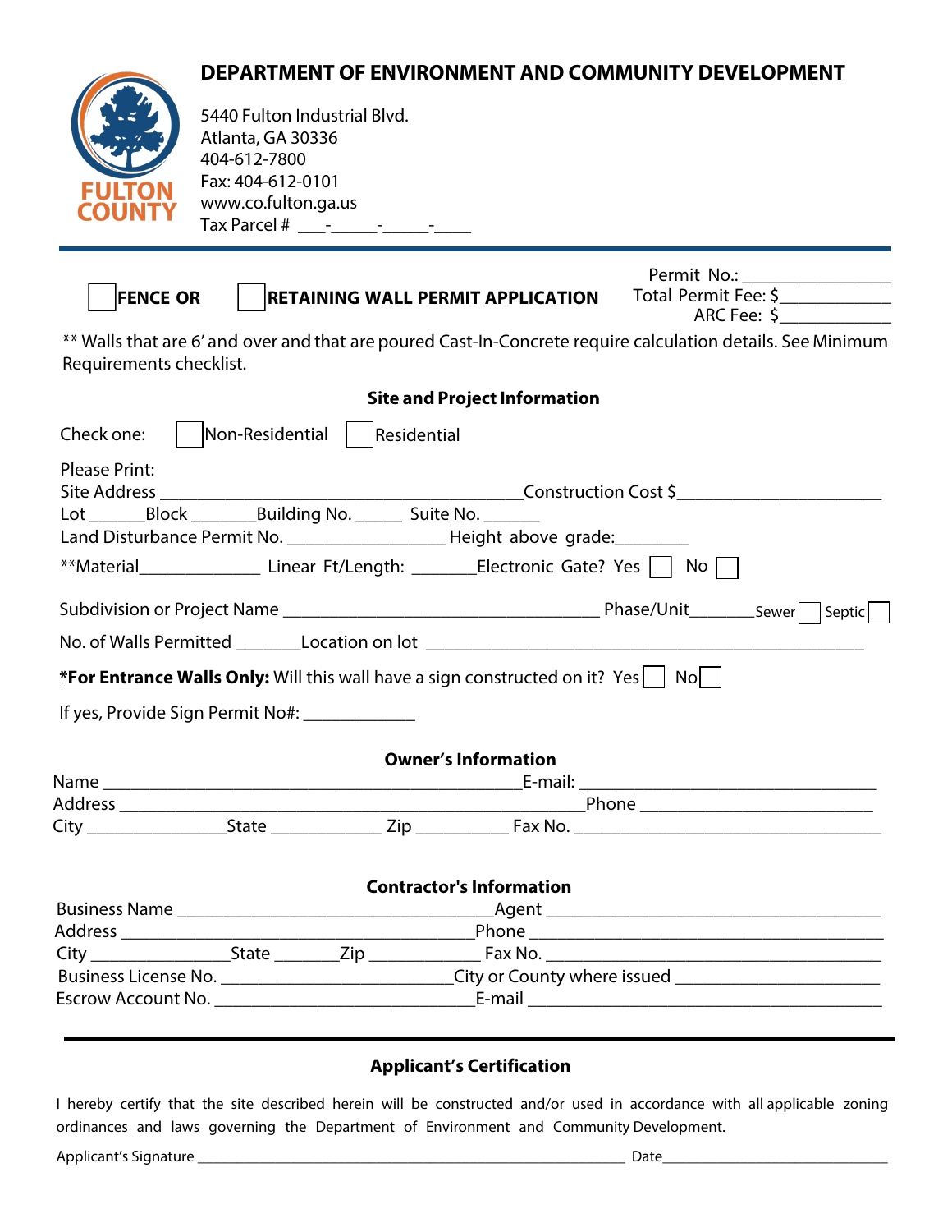# DEPARTMENT OF ENVIRONMENT AND COMMUNITY DEVELOPMENT

FULTON COUNTY

5440 Fulton Industrial Blvd.
Atlanta, GA 30336
404-612-7800
Fax: 404-612-0101
www.co.fulton.ga.us
Tax Parcel # ___-_____-_____-____

☐ **FENCE OR** ☐ **RETAINING WALL PERMIT APPLICATION**

Permit No.: ________________
Total Permit Fee: $____________
ARC Fee: $____________

** Walls that are 6' and over and that are poured Cast-In-Concrete require calculation details. See Minimum Requirements checklist.

## Site and Project Information

Check one: ☐ Non-Residential ☐ Residential

Please Print:
Site Address ________________________________________ Construction Cost $______________________
Lot ______ Block _______ Building No. _____ Suite No. ______
Land Disturbance Permit No. _________________ Height above grade: ________
**Material_____________ Linear Ft/Length: _______ Electronic Gate? Yes ☐ No ☐

Subdivision or Project Name ___________________________________ Phase/Unit_______ Sewer ☐ Septic ☐

No. of Walls Permitted _______ Location on lot _____________________________________________

**\*For Entrance Walls Only:** Will this wall have a sign constructed on it? Yes ☐ No ☐

If yes, Provide Sign Permit No#: ____________

## Owner's Information

Name ______________________________________________ E-mail: ________________________________
Address ______________________________________________ Phone _________________________
City _______________ State ____________ Zip __________ Fax No. _________________________________

## Contractor's Information

Business Name ___________________________________ Agent ____________________________________
Address _______________________________________ Phone ______________________________________
City ______________ State _______ Zip ____________ Fax No. ____________________________________
Business License No. _________________________ City or County where issued ______________________
Escrow Account No. ___________________________ E-mail _______________________________________

## Applicant's Certification

I hereby certify that the site described herein will be constructed and/or used in accordance with all applicable zoning ordinances and laws governing the Department of Environment and Community Development.

Applicant's Signature _______________________________________________________ Date_____________________________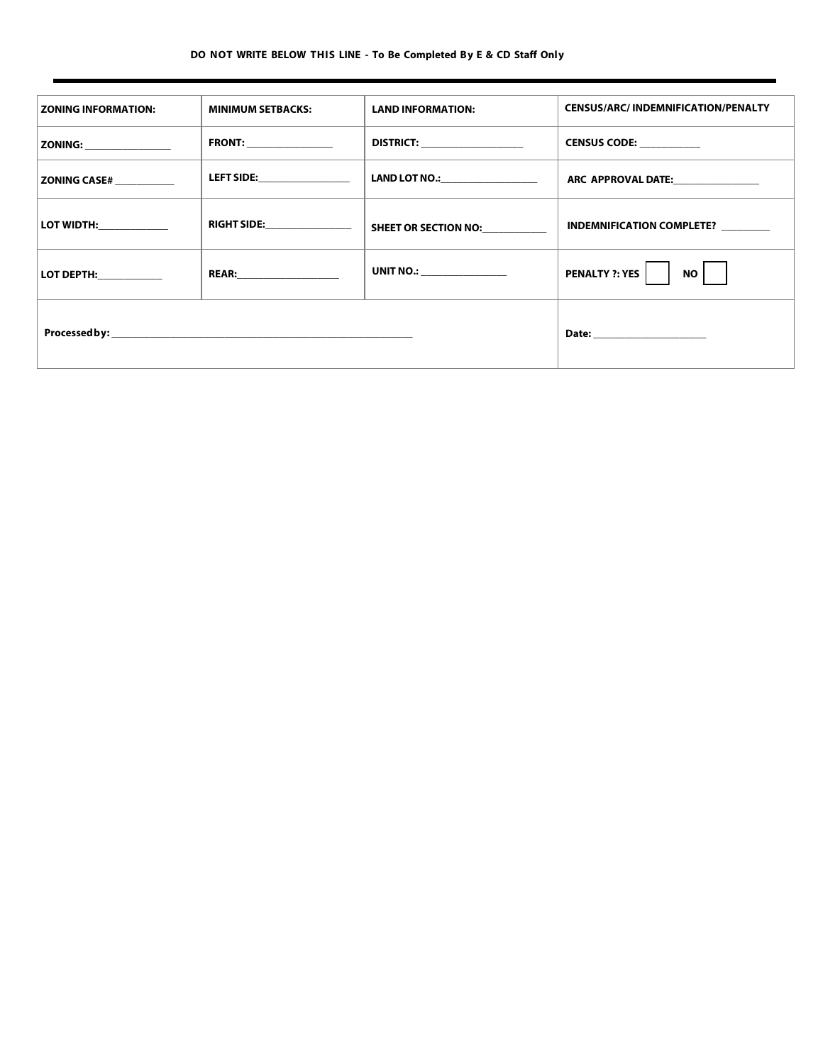**DO NOT WRITE BELOW THIS LINE - To Be Completed By E & CD Staff Only**

---

| **ZONING INFORMATION:** | **MINIMUM SETBACKS:** | **LAND INFORMATION:** | **CENSUS/ARC/ INDEMNIFICATION/PENALTY** |
|---|---|---|---|
| **ZONING:** _______________ | **FRONT:** _______________ | **DISTRICT:** _________________ | **CENSUS CODE:** __________ |
| **ZONING CASE#** __________ | **LEFT SIDE:**________________ | **LAND LOT NO.:**_________________ | **ARC APPROVAL DATE:**_______________ |
| **LOT WIDTH:**____________ | **RIGHT SIDE:**_______________ | **SHEET OR SECTION NO:**___________ | **INDEMNIFICATION COMPLETE?** ________ |
| **LOT DEPTH:**___________ | **REAR:**__________________ | **UNIT NO.:** _______________ | **PENALTY ?: YES** ☐ **NO** ☐ |
| **Processed by:** ______________________________________________________ | | | **Date:** ____________________ |